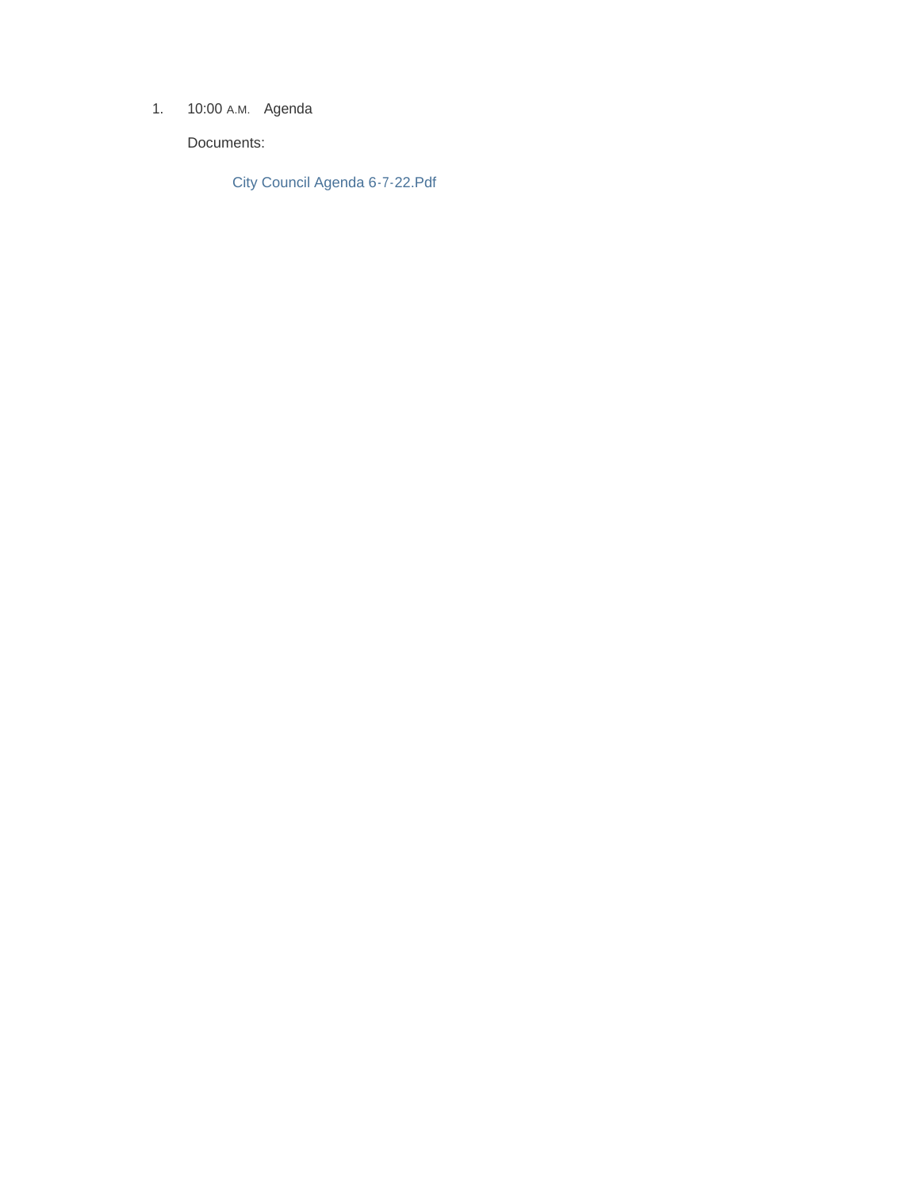1. 10:00 A.M. Agenda

   Documents:

   City Council Agenda 6-7-22.Pdf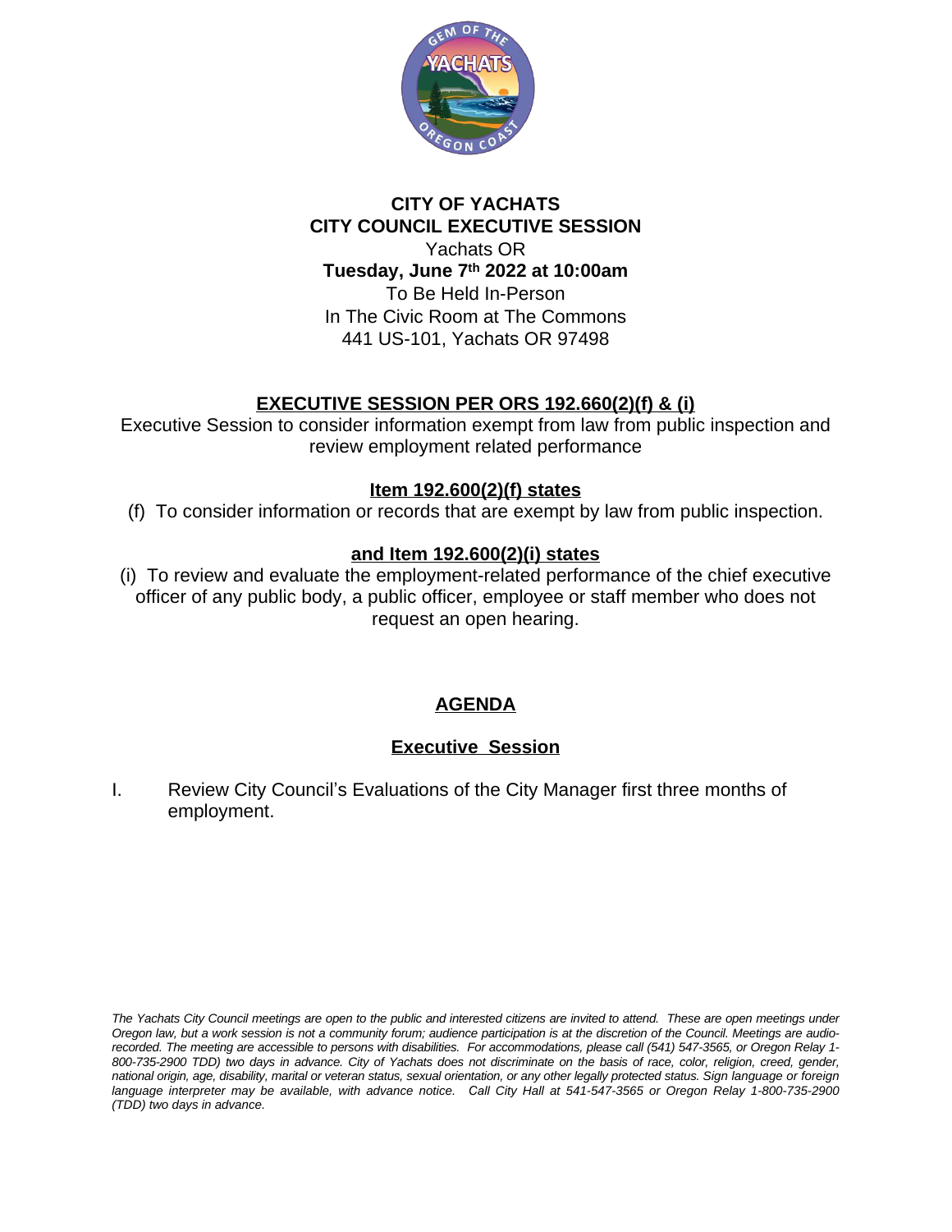**CITY OF YACHATS**
**CITY COUNCIL EXECUTIVE SESSION**
Yachats OR
**Tuesday, June 7th 2022 at 10:00am**
To Be Held In-Person
In The Civic Room at The Commons
441 US-101, Yachats OR 97498

## EXECUTIVE SESSION PER ORS 192.660(2)(f) & (i)

Executive Session to consider information exempt from law from public inspection and review employment related performance

### Item 192.600(2)(f) states

(f) To consider information or records that are exempt by law from public inspection.

### and Item 192.600(2)(i) states

(i) To review and evaluate the employment-related performance of the chief executive officer of any public body, a public officer, employee or staff member who does not request an open hearing.

## AGENDA

### Executive Session

I. Review City Council's Evaluations of the City Manager first three months of employment.

*The Yachats City Council meetings are open to the public and interested citizens are invited to attend. These are open meetings under Oregon law, but a work session is not a community forum; audience participation is at the discretion of the Council. Meetings are audio-recorded. The meeting are accessible to persons with disabilities. For accommodations, please call (541) 547-3565, or Oregon Relay 1-800-735-2900 TDD) two days in advance. City of Yachats does not discriminate on the basis of race, color, religion, creed, gender, national origin, age, disability, marital or veteran status, sexual orientation, or any other legally protected status. Sign language or foreign language interpreter may be available, with advance notice. Call City Hall at 541-547-3565 or Oregon Relay 1-800-735-2900 (TDD) two days in advance.*